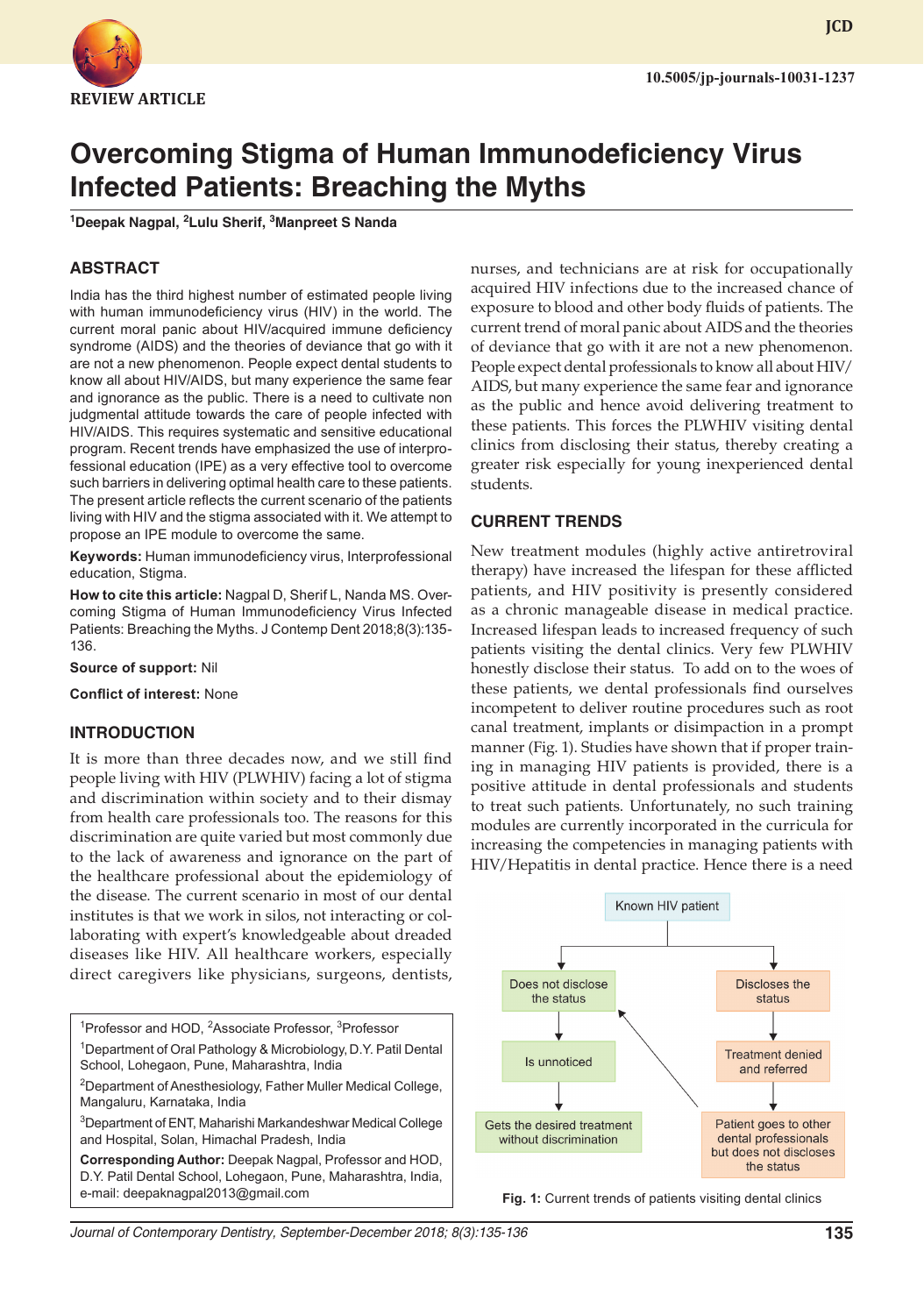REVIEW ARTICLE

10.5005/jp-journals-10031-1237

# Overcoming Stigma of Human Immunodeficiency Virus Infected Patients: Breaching the Myths

[1]Deepak Nagpal, [2]Lulu Sherif, [3]Manpreet S Nanda

## ABSTRACT

India has the third highest number of estimated people living with human immunodeficiency virus (HIV) in the world. The current moral panic about HIV/acquired immune deficiency syndrome (AIDS) and the theories of deviance that go with it are not a new phenomenon. People expect dental students to know all about HIV/AIDS, but many experience the same fear and ignorance as the public. There is a need to cultivate non judgmental attitude towards the care of people infected with HIV/AIDS. This requires systematic and sensitive educational program. Recent trends have emphasized the use of interprofessional education (IPE) as a very effective tool to overcome such barriers in delivering optimal health care to these patients. The present article reflects the current scenario of the patients living with HIV and the stigma associated with it. We attempt to propose an IPE module to overcome the same.

**Keywords:** Human immunodeficiency virus, Interprofessional education, Stigma.

**How to cite this article:** Nagpal D, Sherif L, Nanda MS. Overcoming Stigma of Human Immunodeficiency Virus Infected Patients: Breaching the Myths. J Contemp Dent 2018;8(3):135-136.

**Source of support:** Nil

**Conflict of interest:** None

## INTRODUCTION

It is more than three decades now, and we still find people living with HIV (PLWHIV) facing a lot of stigma and discrimination within society and to their dismay from health care professionals too. The reasons for this discrimination are quite varied but most commonly due to the lack of awareness and ignorance on the part of the healthcare professional about the epidemiology of the disease. The current scenario in most of our dental institutes is that we work in silos, not interacting or collaborating with expert's knowledgeable about dreaded diseases like HIV. All healthcare workers, especially direct caregivers like physicians, surgeons, dentists, nurses, and technicians are at risk for occupationally acquired HIV infections due to the increased chance of exposure to blood and other body fluids of patients. The current trend of moral panic about AIDS and the theories of deviance that go with it are not a new phenomenon. People expect dental professionals to know all about HIV/AIDS, but many experience the same fear and ignorance as the public and hence avoid delivering treatment to these patients. This forces the PLWHIV visiting dental clinics from disclosing their status, thereby creating a greater risk especially for young inexperienced dental students.

## CURRENT TRENDS

New treatment modules (highly active antiretroviral therapy) have increased the lifespan for these afflicted patients, and HIV positivity is presently considered as a chronic manageable disease in medical practice. Increased lifespan leads to increased frequency of such patients visiting the dental clinics. Very few PLWHIV honestly disclose their status. To add on to the woes of these patients, we dental professionals find ourselves incompetent to deliver routine procedures such as root canal treatment, implants or disimpaction in a prompt manner (Fig. 1). Studies have shown that if proper training in managing HIV patients is provided, there is a positive attitude in dental professionals and students to treat such patients. Unfortunately, no such training modules are currently incorporated in the curricula for increasing the competencies in managing patients with HIV/Hepatitis in dental practice. Hence there is a need

Known HIV patient → Does not disclose the status → Is unnoticed → Gets the desired treatment without discrimination

Known HIV patient → Discloses the status → Treatment denied and referred → Patient goes to other dental professionals but does not discloses the status → Does not disclose the status

**Fig. 1:** Current trends of patients visiting dental clinics

---

[1]Professor and HOD, [2]Associate Professor, [3]Professor

[1]Department of Oral Pathology & Microbiology, D.Y. Patil Dental School, Lohegaon, Pune, Maharashtra, India

[2]Department of Anesthesiology, Father Muller Medical College, Mangaluru, Karnataka, India

[3]Department of ENT, Maharishi Markandeshwar Medical College and Hospital, Solan, Himachal Pradesh, India

**Corresponding Author:** Deepak Nagpal, Professor and HOD, D.Y. Patil Dental School, Lohegaon, Pune, Maharashtra, India, e-mail: deepaknagpal2013@gmail.com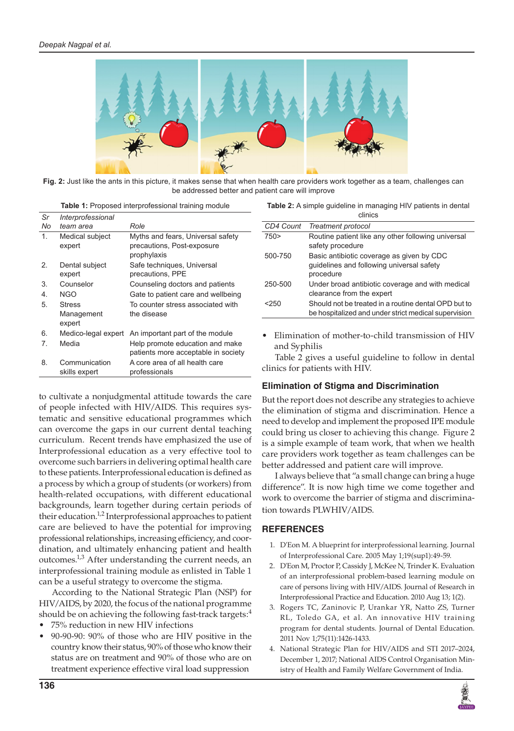Fig. 2: Just like the ants in this picture, it makes sense that when health care providers work together as a team, challenges can be addressed better and patient care will improve

**Table 1:** Proposed interprofessional training module

| Sr No | Interprofessional team area | Role |
|---|---|---|
| 1. | Medical subject expert | Myths and fears, Universal safety precautions, Post-exposure prophylaxis |
| 2. | Dental subject expert | Safe techniques, Universal precautions, PPE |
| 3. | Counselor | Counseling doctors and patients |
| 4. | NGO | Gate to patient care and wellbeing |
| 5. | Stress Management expert | To counter stress associated with the disease |
| 6. | Medico-legal expert | An important part of the module |
| 7. | Media | Help promote education and make patients more acceptable in society |
| 8. | Communication skills expert | A core area of all health care professionals |

to cultivate a nonjudgmental attitude towards the care of people infected with HIV/AIDS. This requires systematic and sensitive educational programmes which can overcome the gaps in our current dental teaching curriculum. Recent trends have emphasized the use of Interprofessional education as a very effective tool to overcome such barriers in delivering optimal health care to these patients. Interprofessional education is defined as a process by which a group of students (or workers) from health-related occupations, with different educational backgrounds, learn together during certain periods of their education.[1,2] Interprofessional approaches to patient care are believed to have the potential for improving professional relationships, increasing efficiency, and coordination, and ultimately enhancing patient and health outcomes.[1,3] After understanding the current needs, an interprofessional training module as enlisted in Table 1 can be a useful strategy to overcome the stigma.

According to the National Strategic Plan (NSP) for HIV/AIDS, by 2020, the focus of the national programme should be on achieving the following fast-track targets:[4]

- 75% reduction in new HIV infections
- 90-90-90: 90% of those who are HIV positive in the country know their status, 90% of those who know their status are on treatment and 90% of those who are on treatment experience effective viral load suppression

**Table 2:** A simple guideline in managing HIV patients in dental clinics

| CD4 Count | Treatment protocol |
|---|---|
| 750> | Routine patient like any other following universal safety procedure |
| 500-750 | Basic antibiotic coverage as given by CDC guidelines and following universal safety procedure |
| 250-500 | Under broad antibiotic coverage and with medical clearance from the expert |
| <250 | Should not be treated in a routine dental OPD but to be hospitalized and under strict medical supervision |

- Elimination of mother-to-child transmission of HIV and Syphilis

Table 2 gives a useful guideline to follow in dental clinics for patients with HIV.

## Elimination of Stigma and Discrimination

But the report does not describe any strategies to achieve the elimination of stigma and discrimination. Hence a need to develop and implement the proposed IPE module could bring us closer to achieving this change. Figure 2 is a simple example of team work, that when we health care providers work together as team challenges can be better addressed and patient care will improve.

I always believe that "a small change can bring a huge difference". It is now high time we come together and work to overcome the barrier of stigma and discrimination towards PLWHIV/AIDS.

## REFERENCES

1. D'Eon M. A blueprint for interprofessional learning. Journal of Interprofessional Care. 2005 May 1;19(sup1):49-59.
2. D'Eon M, Proctor P, Cassidy J, McKee N, Trinder K. Evaluation of an interprofessional problem-based learning module on care of persons living with HIV/AIDS. Journal of Research in Interprofessional Practice and Education. 2010 Aug 13; 1(2).
3. Rogers TC, Zaninovic P, Urankar YR, Natto ZS, Turner RL, Toledo GA, et al. An innovative HIV training program for dental students. Journal of Dental Education. 2011 Nov 1;75(11):1426-1433.
4. National Strategic Plan for HIV/AIDS and STI 2017–2024, December 1, 2017; National AIDS Control Organisation Ministry of Health and Family Welfare Government of India.